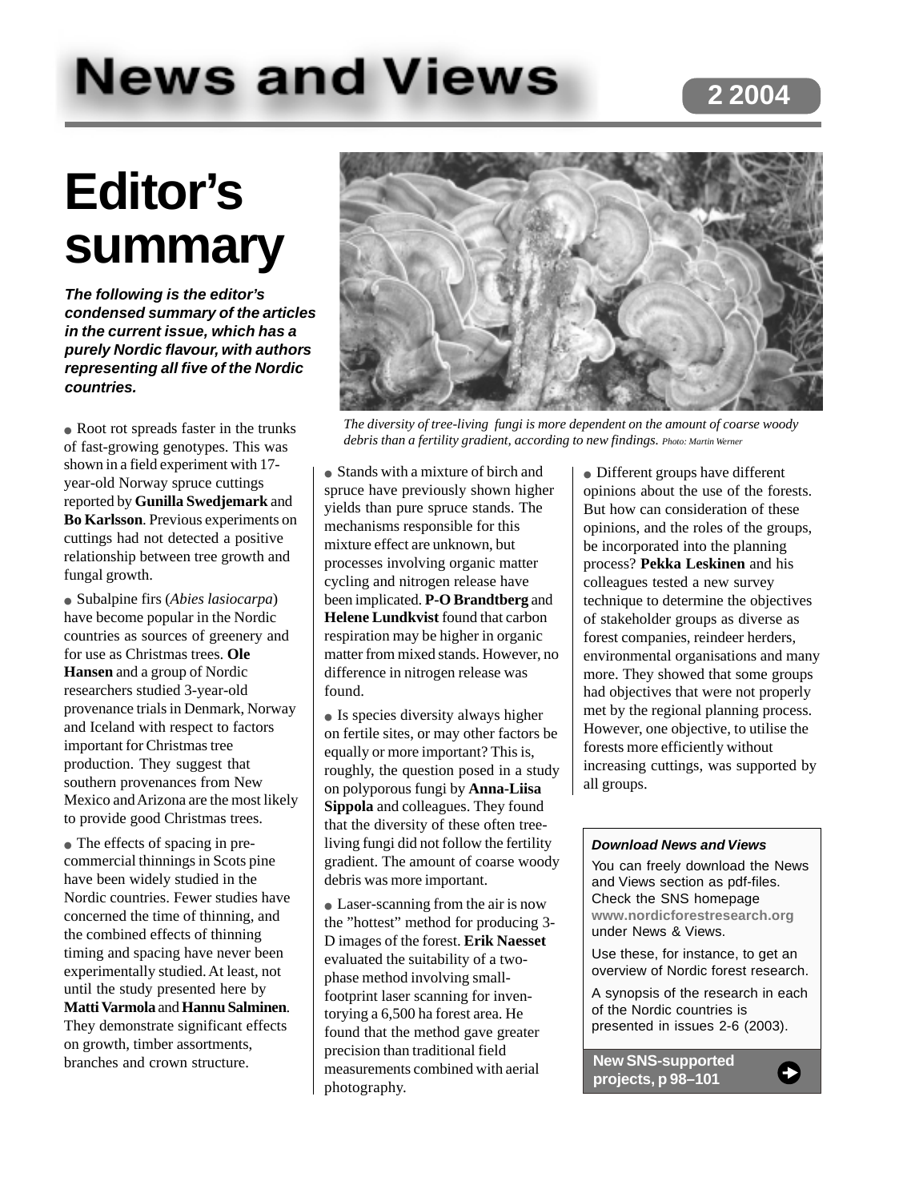# News and Views

2 2004

## Editor's summary

***The following is the editor's condensed summary of the articles in the current issue, which has a purely Nordic flavour, with authors representing all five of the Nordic countries.***

*The diversity of tree-living fungi is more dependent on the amount of coarse woody debris than a fertility gradient, according to new findings. Photo: Martin Werner*

- Root rot spreads faster in the trunks of fast-growing genotypes. This was shown in a field experiment with 17-year-old Norway spruce cuttings reported by **Gunilla Swedjemark** and **Bo Karlsson**. Previous experiments on cuttings had not detected a positive relationship between tree growth and fungal growth.

- Subalpine firs (*Abies lasiocarpa*) have become popular in the Nordic countries as sources of greenery and for use as Christmas trees. **Ole Hansen** and a group of Nordic researchers studied 3-year-old provenance trials in Denmark, Norway and Iceland with respect to factors important for Christmas tree production. They suggest that southern provenances from New Mexico and Arizona are the most likely to provide good Christmas trees.

- The effects of spacing in pre-commercial thinnings in Scots pine have been widely studied in the Nordic countries. Fewer studies have concerned the time of thinning, and the combined effects of thinning timing and spacing have never been experimentally studied. At least, not until the study presented here by **Matti Varmola** and **Hannu Salminen**. They demonstrate significant effects on growth, timber assortments, branches and crown structure.

- Stands with a mixture of birch and spruce have previously shown higher yields than pure spruce stands. The mechanisms responsible for this mixture effect are unknown, but processes involving organic matter cycling and nitrogen release have been implicated. **P-O Brandtberg** and **Helene Lundkvist** found that carbon respiration may be higher in organic matter from mixed stands. However, no difference in nitrogen release was found.

- Is species diversity always higher on fertile sites, or may other factors be equally or more important? This is, roughly, the question posed in a study on polyporous fungi by **Anna-Liisa Sippola** and colleagues. They found that the diversity of these often tree-living fungi did not follow the fertility gradient. The amount of coarse woody debris was more important.

- Laser-scanning from the air is now the "hottest" method for producing 3-D images of the forest. **Erik Naesset** evaluated the suitability of a two-phase method involving small-footprint laser scanning for inventorying a 6,500 ha forest area. He found that the method gave greater precision than traditional field measurements combined with aerial photography.

- Different groups have different opinions about the use of the forests. But how can consideration of these opinions, and the roles of the groups, be incorporated into the planning process? **Pekka Leskinen** and his colleagues tested a new survey technique to determine the objectives of stakeholder groups as diverse as forest companies, reindeer herders, environmental organisations and many more. They showed that some groups had objectives that were not properly met by the regional planning process. However, one objective, to utilise the forests more efficiently without increasing cuttings, was supported by all groups.

---

***Download News and Views***

You can freely download the News and Views section as pdf-files. Check the SNS homepage **www.nordicforestresearch.org** under News & Views.

Use these, for instance, to get an overview of Nordic forest research.

A synopsis of the research in each of the Nordic countries is presented in issues 2-6 (2003).

**New SNS-supported projects, p 98–101**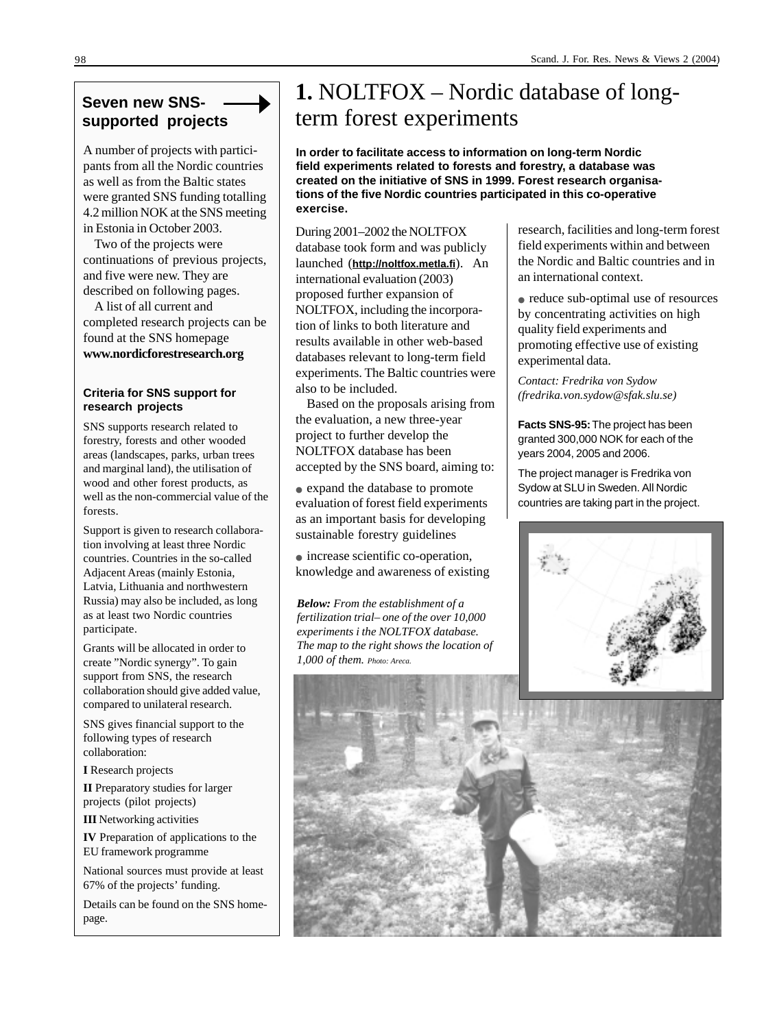## Seven new SNS-supported projects

A number of projects with participants from all the Nordic countries as well as from the Baltic states were granted SNS funding totalling 4.2 million NOK at the SNS meeting in Estonia in October 2003.

Two of the projects were continuations of previous projects, and five were new. They are described on following pages.

A list of all current and completed research projects can be found at the SNS homepage **www.nordicforestresearch.org**

### Criteria for SNS support for research projects

SNS supports research related to forestry, forests and other wooded areas (landscapes, parks, urban trees and marginal land), the utilisation of wood and other forest products, as well as the non-commercial value of the forests.

Support is given to research collaboration involving at least three Nordic countries. Countries in the so-called Adjacent Areas (mainly Estonia, Latvia, Lithuania and northwestern Russia) may also be included, as long as at least two Nordic countries participate.

Grants will be allocated in order to create "Nordic synergy". To gain support from SNS, the research collaboration should give added value, compared to unilateral research.

SNS gives financial support to the following types of research collaboration:

**I** Research projects

**II** Preparatory studies for larger projects (pilot projects)

**III** Networking activities

**IV** Preparation of applications to the EU framework programme

National sources must provide at least 67% of the projects' funding.

Details can be found on the SNS homepage.

# **1.** NOLTFOX – Nordic database of long-term forest experiments

**In order to facilitate access to information on long-term Nordic field experiments related to forests and forestry, a database was created on the initiative of SNS in 1999. Forest research organisations of the five Nordic countries participated in this co-operative exercise.**

During 2001–2002 the NOLTFOX database took form and was publicly launched (**http://noltfox.metla.fi**). An international evaluation (2003) proposed further expansion of NOLTFOX, including the incorporation of links to both literature and results available in other web-based databases relevant to long-term field experiments. The Baltic countries were also to be included.

Based on the proposals arising from the evaluation, a new three-year project to further develop the NOLTFOX database has been accepted by the SNS board, aiming to:

- expand the database to promote evaluation of forest field experiments as an important basis for developing sustainable forestry guidelines
- increase scientific co-operation, knowledge and awareness of existing research, facilities and long-term forest field experiments within and between the Nordic and Baltic countries and in an international context.
- reduce sub-optimal use of resources by concentrating activities on high quality field experiments and promoting effective use of existing experimental data.

*Contact: Fredrika von Sydow (fredrika.von.sydow@sfak.slu.se)*

**Facts SNS-95:** The project has been granted 300,000 NOK for each of the years 2004, 2005 and 2006.

The project manager is Fredrika von Sydow at SLU in Sweden. All Nordic countries are taking part in the project.

***Below:*** *From the establishment of a fertilization trial– one of the over 10,000 experiments i the NOLTFOX database. The map to the right shows the location of 1,000 of them.* Photo: Areca.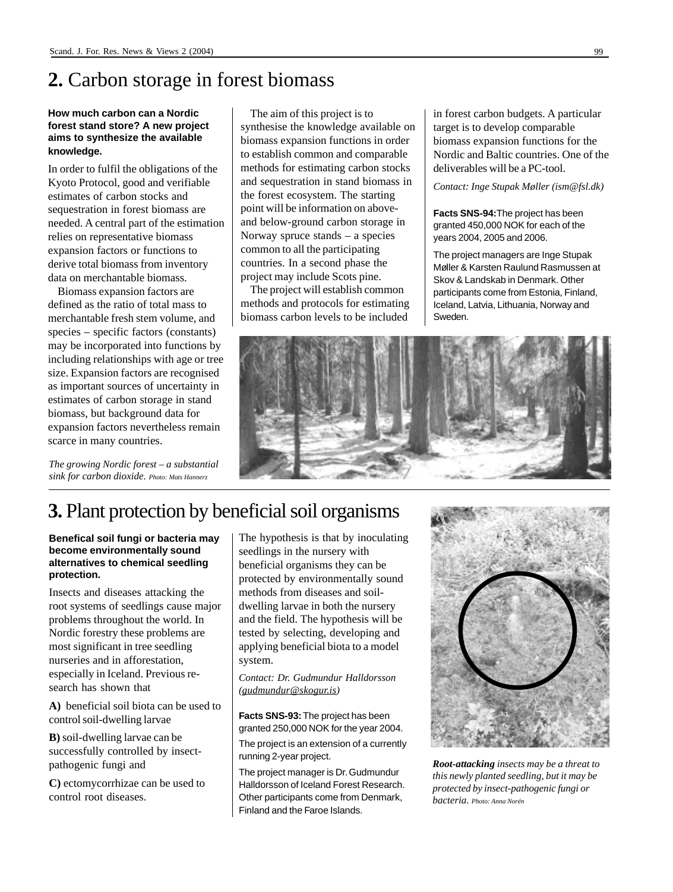## 2. Carbon storage in forest biomass

**How much carbon can a Nordic forest stand store? A new project aims to synthesize the available knowledge.**

In order to fulfil the obligations of the Kyoto Protocol, good and verifiable estimates of carbon stocks and sequestration in forest biomass are needed. A central part of the estimation relies on representative biomass expansion factors or functions to derive total biomass from inventory data on merchantable biomass.

Biomass expansion factors are defined as the ratio of total mass to merchantable fresh stem volume, and species – specific factors (constants) may be incorporated into functions by including relationships with age or tree size. Expansion factors are recognised as important sources of uncertainty in estimates of carbon storage in stand biomass, but background data for expansion factors nevertheless remain scarce in many countries.

The aim of this project is to synthesise the knowledge available on biomass expansion functions in order to establish common and comparable methods for estimating carbon stocks and sequestration in stand biomass in the forest ecosystem. The starting point will be information on above- and below-ground carbon storage in Norway spruce stands – a species common to all the participating countries. In a second phase the project may include Scots pine.

The project will establish common methods and protocols for estimating biomass carbon levels to be included in forest carbon budgets. A particular target is to develop comparable biomass expansion functions for the Nordic and Baltic countries. One of the deliverables will be a PC-tool.

*Contact: Inge Stupak Møller (ism@fsl.dk)*

**Facts SNS-94:** The project has been granted 450,000 NOK for each of the years 2004, 2005 and 2006.

The project managers are Inge Stupak Møller & Karsten Raulund Rasmussen at Skov & Landskab in Denmark. Other participants come from Estonia, Finland, Iceland, Latvia, Lithuania, Norway and Sweden.

*The growing Nordic forest – a substantial sink for carbon dioxide.* Photo: Mats Hannerz

## 3. Plant protection by beneficial soil organisms

**Benefical soil fungi or bacteria may become environmentally sound alternatives to chemical seedling protection.**

Insects and diseases attacking the root systems of seedlings cause major problems throughout the world. In Nordic forestry these problems are most significant in tree seedling nurseries and in afforestation, especially in Iceland. Previous research has shown that

**A)** beneficial soil biota can be used to control soil-dwelling larvae

**B)** soil-dwelling larvae can be successfully controlled by insect-pathogenic fungi and

**C)** ectomycorrhizae can be used to control root diseases.

The hypothesis is that by inoculating seedlings in the nursery with beneficial organisms they can be protected by environmentally sound methods from diseases and soil-dwelling larvae in both the nursery and the field. The hypothesis will be tested by selecting, developing and applying beneficial biota to a model system.

*Contact: Dr. Gudmundur Halldorsson (gudmundur@skogur.is)*

**Facts SNS-93:** The project has been granted 250,000 NOK for the year 2004.

The project is an extension of a currently running 2-year project.

The project manager is Dr. Gudmundur Halldorsson of Iceland Forest Research. Other participants come from Denmark, Finland and the Faroe Islands.

***Root-attacking*** *insects may be a threat to this newly planted seedling, but it may be protected by insect-pathogenic fungi or bacteria.* Photo: Anna Norén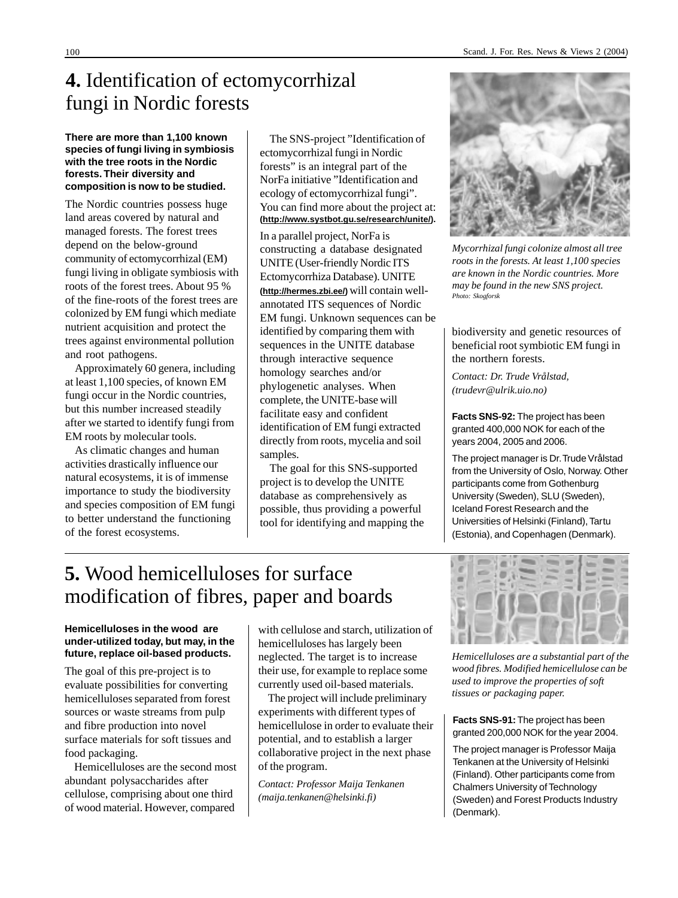# **4.** Identification of ectomycorrhizal fungi in Nordic forests

**There are more than 1,100 known species of fungi living in symbiosis with the tree roots in the Nordic forests. Their diversity and composition is now to be studied.**

The Nordic countries possess huge land areas covered by natural and managed forests. The forest trees depend on the below-ground community of ectomycorrhizal (EM) fungi living in obligate symbiosis with roots of the forest trees. About 95 % of the fine-roots of the forest trees are colonized by EM fungi which mediate nutrient acquisition and protect the trees against environmental pollution and root pathogens.

Approximately 60 genera, including at least 1,100 species, of known EM fungi occur in the Nordic countries, but this number increased steadily after we started to identify fungi from EM roots by molecular tools.

As climatic changes and human activities drastically influence our natural ecosystems, it is of immense importance to study the biodiversity and species composition of EM fungi to better understand the functioning of the forest ecosystems.

The SNS-project "Identification of ectomycorrhizal fungi in Nordic forests" is an integral part of the NorFa initiative "Identification and ecology of ectomycorrhizal fungi". You can find more about the project at: **(http://www.systbot.gu.se/research/unite/)**.

In a parallel project, NorFa is constructing a database designated UNITE (User-friendly Nordic ITS Ectomycorrhiza Database). UNITE **(http://hermes.zbi.ee/)** will contain well-annotated ITS sequences of Nordic EM fungi. Unknown sequences can be identified by comparing them with sequences in the UNITE database through interactive sequence homology searches and/or phylogenetic analyses. When complete, the UNITE-base will facilitate easy and confident identification of EM fungi extracted directly from roots, mycelia and soil samples.

The goal for this SNS-supported project is to develop the UNITE database as comprehensively as possible, thus providing a powerful tool for identifying and mapping the biodiversity and genetic resources of beneficial root symbiotic EM fungi in the northern forests.

*Contact: Dr. Trude Vrålstad, (trudevr@ulrik.uio.no)*

*Mycorrhizal fungi colonize almost all tree roots in the forests. At least 1,100 species are known in the Nordic countries. More may be found in the new SNS project.* *Photo: Skogforsk*

**Facts SNS-92:** The project has been granted 400,000 NOK for each of the years 2004, 2005 and 2006.

The project manager is Dr. Trude Vrålstad from the University of Oslo, Norway. Other participants come from Gothenburg University (Sweden), SLU (Sweden), Iceland Forest Research and the Universities of Helsinki (Finland), Tartu (Estonia), and Copenhagen (Denmark).

# **5.** Wood hemicelluloses for surface modification of fibres, paper and boards

**Hemicelluloses in the wood are under-utilized today, but may, in the future, replace oil-based products.**

The goal of this pre-project is to evaluate possibilities for converting hemicelluloses separated from forest sources or waste streams from pulp and fibre production into novel surface materials for soft tissues and food packaging.

Hemicelluloses are the second most abundant polysaccharides after cellulose, comprising about one third of wood material. However, compared with cellulose and starch, utilization of hemicelluloses has largely been neglected. The target is to increase their use, for example to replace some currently used oil-based materials.

The project will include preliminary experiments with different types of hemicellulose in order to evaluate their potential, and to establish a larger collaborative project in the next phase of the program.

*Contact: Professor Maija Tenkanen (maija.tenkanen@helsinki.fi)*

*Hemicelluloses are a substantial part of the wood fibres. Modified hemicellulose can be used to improve the properties of soft tissues or packaging paper.*

**Facts SNS-91:** The project has been granted 200,000 NOK for the year 2004.

The project manager is Professor Maija Tenkanen at the University of Helsinki (Finland). Other participants come from Chalmers University of Technology (Sweden) and Forest Products Industry (Denmark).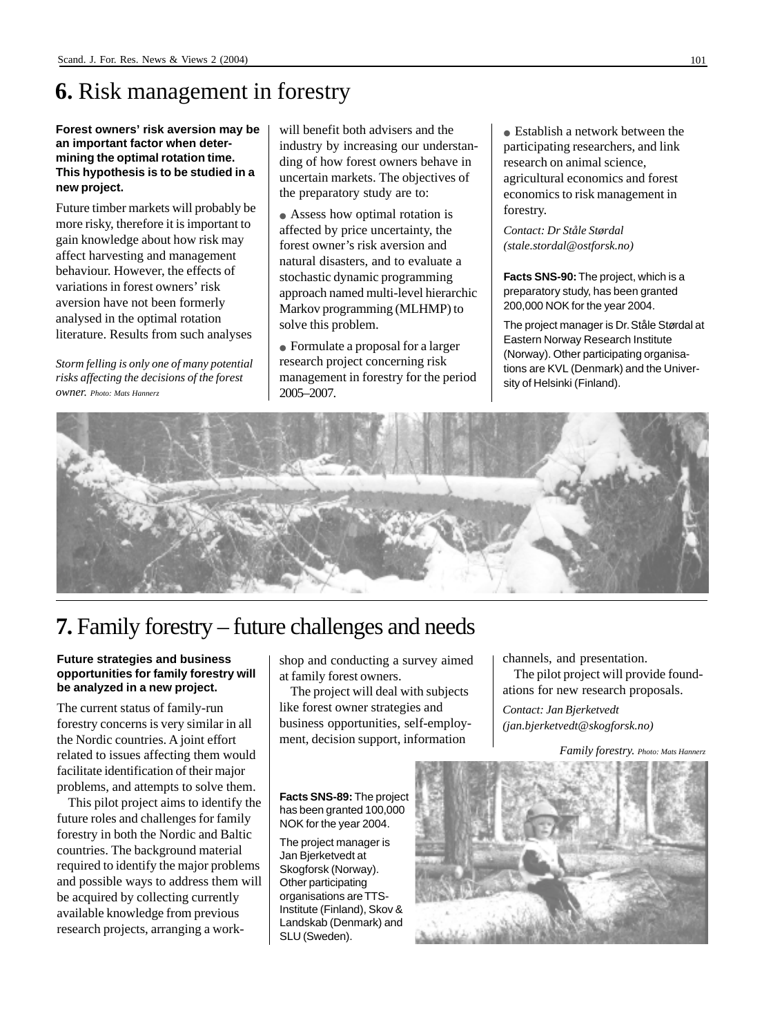# **6.** Risk management in forestry

**Forest owners' risk aversion may be an important factor when determining the optimal rotation time. This hypothesis is to be studied in a new project.**

Future timber markets will probably be more risky, therefore it is important to gain knowledge about how risk may affect harvesting and management behaviour. However, the effects of variations in forest owners' risk aversion have not been formerly analysed in the optimal rotation literature. Results from such analyses will benefit both advisers and the industry by increasing our understanding of how forest owners behave in uncertain markets. The objectives of the preparatory study are to:

- Assess how optimal rotation is affected by price uncertainty, the forest owner's risk aversion and natural disasters, and to evaluate a stochastic dynamic programming approach named multi-level hierarchic Markov programming (MLHMP) to solve this problem.
- Formulate a proposal for a larger research project concerning risk management in forestry for the period 2005–2007.
- Establish a network between the participating researchers, and link research on animal science, agricultural economics and forest economics to risk management in forestry.

*Contact: Dr Ståle Størdal (stale.stordal@ostforsk.no)*

*Storm felling is only one of many potential risks affecting the decisions of the forest owner. Photo: Mats Hannerz*

**Facts SNS-90:** The project, which is a preparatory study, has been granted 200,000 NOK for the year 2004.

The project manager is Dr. Ståle Størdal at Eastern Norway Research Institute (Norway). Other participating organisations are KVL (Denmark) and the University of Helsinki (Finland).

# **7.** Family forestry – future challenges and needs

**Future strategies and business opportunities for family forestry will be analyzed in a new project.**

The current status of family-run forestry concerns is very similar in all the Nordic countries. A joint effort related to issues affecting them would facilitate identification of their major problems, and attempts to solve them.

This pilot project aims to identify the future roles and challenges for family forestry in both the Nordic and Baltic countries. The background material required to identify the major problems and possible ways to address them will be acquired by collecting currently available knowledge from previous research projects, arranging a workshop and conducting a survey aimed at family forest owners.

The project will deal with subjects like forest owner strategies and business opportunities, self-employment, decision support, information channels, and presentation.

The pilot project will provide foundations for new research proposals.

*Contact: Jan Bjerketvedt (jan.bjerketvedt@skogforsk.no)*

**Facts SNS-89:** The project has been granted 100,000 NOK for the year 2004.

The project manager is Jan Bjerketvedt at Skogforsk (Norway). Other participating organisations are TTS-Institute (Finland), Skov & Landskab (Denmark) and SLU (Sweden).

*Family forestry. Photo: Mats Hannerz*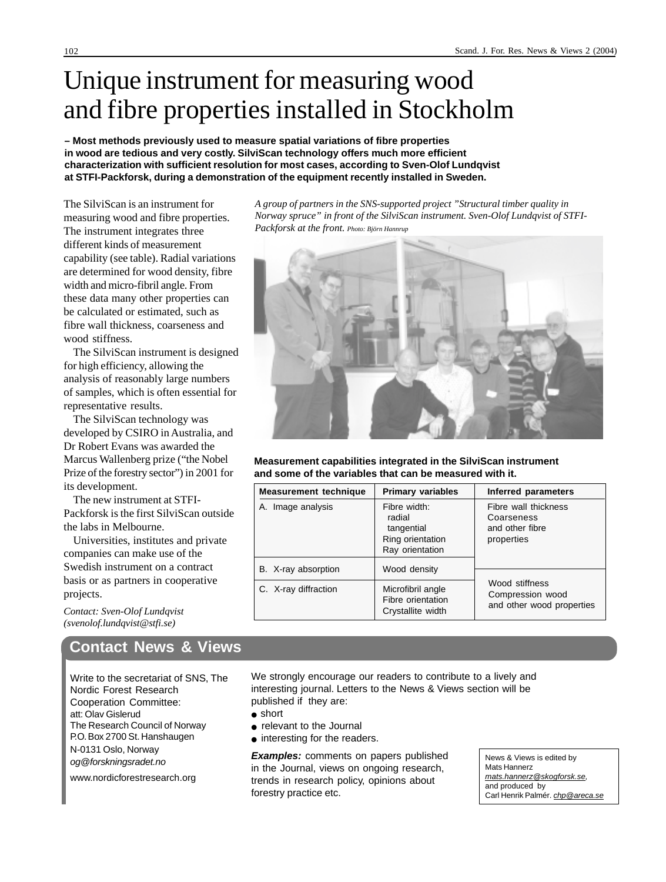# Unique instrument for measuring wood and fibre properties installed in Stockholm

**– Most methods previously used to measure spatial variations of fibre properties in wood are tedious and very costly. SilviScan technology offers much more efficient characterization with sufficient resolution for most cases, according to Sven-Olof Lundqvist at STFI-Packforsk, during a demonstration of the equipment recently installed in Sweden.**

The SilviScan is an instrument for measuring wood and fibre properties. The instrument integrates three different kinds of measurement capability (see table). Radial variations are determined for wood density, fibre width and micro-fibril angle. From these data many other properties can be calculated or estimated, such as fibre wall thickness, coarseness and wood stiffness.

The SilviScan instrument is designed for high efficiency, allowing the analysis of reasonably large numbers of samples, which is often essential for representative results.

The SilviScan technology was developed by CSIRO in Australia, and Dr Robert Evans was awarded the Marcus Wallenberg prize ("the Nobel Prize of the forestry sector") in 2001 for its development.

The new instrument at STFI-Packforsk is the first SilviScan outside the labs in Melbourne.

Universities, institutes and private companies can make use of the Swedish instrument on a contract basis or as partners in cooperative projects.

*Contact: Sven-Olof Lundqvist (svenolof.lundqvist@stfi.se)*

*A group of partners in the SNS-supported project "Structural timber quality in Norway spruce" in front of the SilviScan instrument. Sven-Olof Lundqvist of STFI-Packforsk at the front.* Photo: Björn Hannrup

**Measurement capabilities integrated in the SilviScan instrument and some of the variables that can be measured with it.**

| Measurement technique | Primary variables | Inferred parameters |
|---|---|---|
| A. Image analysis | Fibre width: radial, tangential; Ring orientation; Ray orientation | Fibre wall thickness; Coarseness and other fibre properties |
| B. X-ray absorption | Wood density | |
| C. X-ray diffraction | Microfibril angle; Fibre orientation; Crystallite width | Wood stiffness; Compression wood and other wood properties |

## Contact News & Views

Write to the secretariat of SNS, The Nordic Forest Research Cooperation Committee:
att: Olav Gislerud
The Research Council of Norway
P.O. Box 2700 St. Hanshaugen
N-0131 Oslo, Norway
*og@forskningsradet.no*

www.nordicforestresearch.org

We strongly encourage our readers to contribute to a lively and interesting journal. Letters to the News & Views section will be published if they are:

- short
- relevant to the Journal
- interesting for the readers.

***Examples:*** comments on papers published in the Journal, views on ongoing research, trends in research policy, opinions about forestry practice etc.

News & Views is edited by Mats Hannerz *mats.hannerz@skogforsk.se*, and produced by Carl Henrik Palmér. *chp@areca.se*